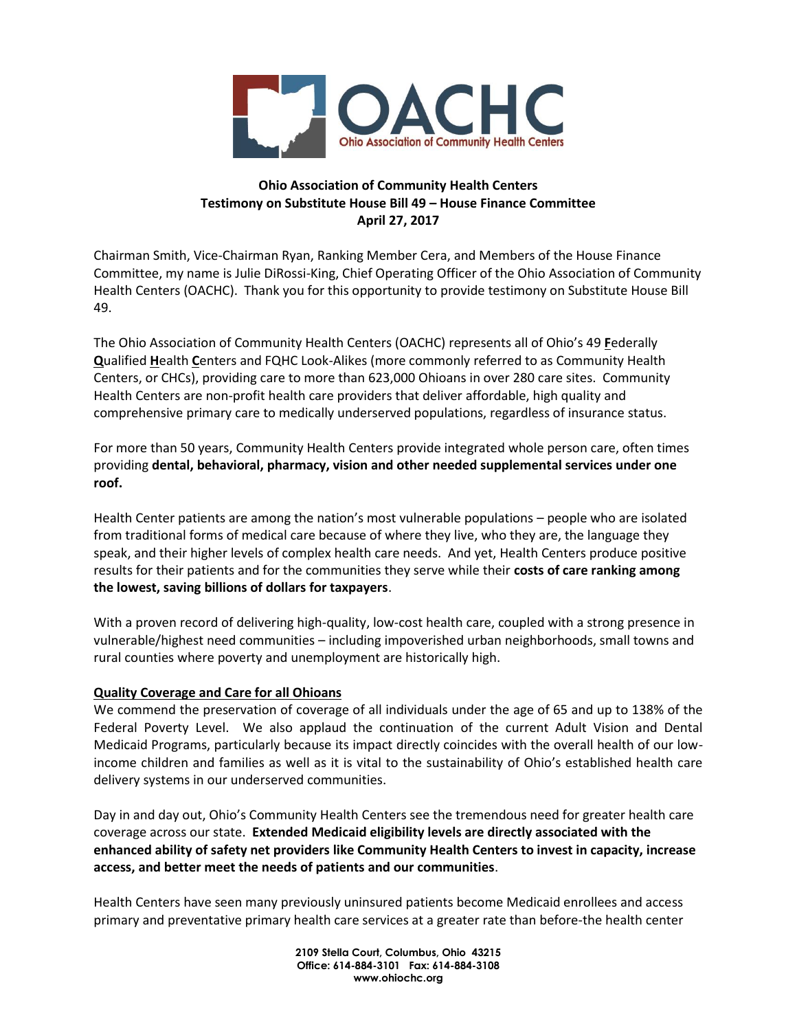OACHC

Ohio Association of Community Health Centers

**Ohio Association of Community Health Centers**
**Testimony on Substitute House Bill 49 – House Finance Committee**
**April 27, 2017**

Chairman Smith, Vice-Chairman Ryan, Ranking Member Cera, and Members of the House Finance Committee, my name is Julie DiRossi-King, Chief Operating Officer of the Ohio Association of Community Health Centers (OACHC). Thank you for this opportunity to provide testimony on Substitute House Bill 49.

The Ohio Association of Community Health Centers (OACHC) represents all of Ohio's 49 **F**ederally **Q**ualified **H**ealth **C**enters and FQHC Look-Alikes (more commonly referred to as Community Health Centers, or CHCs), providing care to more than 623,000 Ohioans in over 280 care sites. Community Health Centers are non-profit health care providers that deliver affordable, high quality and comprehensive primary care to medically underserved populations, regardless of insurance status.

For more than 50 years, Community Health Centers provide integrated whole person care, often times providing **dental, behavioral, pharmacy, vision and other needed supplemental services under one roof.**

Health Center patients are among the nation's most vulnerable populations – people who are isolated from traditional forms of medical care because of where they live, who they are, the language they speak, and their higher levels of complex health care needs. And yet, Health Centers produce positive results for their patients and for the communities they serve while their **costs of care ranking among the lowest, saving billions of dollars for taxpayers**.

With a proven record of delivering high-quality, low-cost health care, coupled with a strong presence in vulnerable/highest need communities – including impoverished urban neighborhoods, small towns and rural counties where poverty and unemployment are historically high.

**Quality Coverage and Care for all Ohioans**

We commend the preservation of coverage of all individuals under the age of 65 and up to 138% of the Federal Poverty Level. We also applaud the continuation of the current Adult Vision and Dental Medicaid Programs, particularly because its impact directly coincides with the overall health of our low-income children and families as well as it is vital to the sustainability of Ohio's established health care delivery systems in our underserved communities.

Day in and day out, Ohio's Community Health Centers see the tremendous need for greater health care coverage across our state. **Extended Medicaid eligibility levels are directly associated with the enhanced ability of safety net providers like Community Health Centers to invest in capacity, increase access, and better meet the needs of patients and our communities**.

Health Centers have seen many previously uninsured patients become Medicaid enrollees and access primary and preventative primary health care services at a greater rate than before-the health center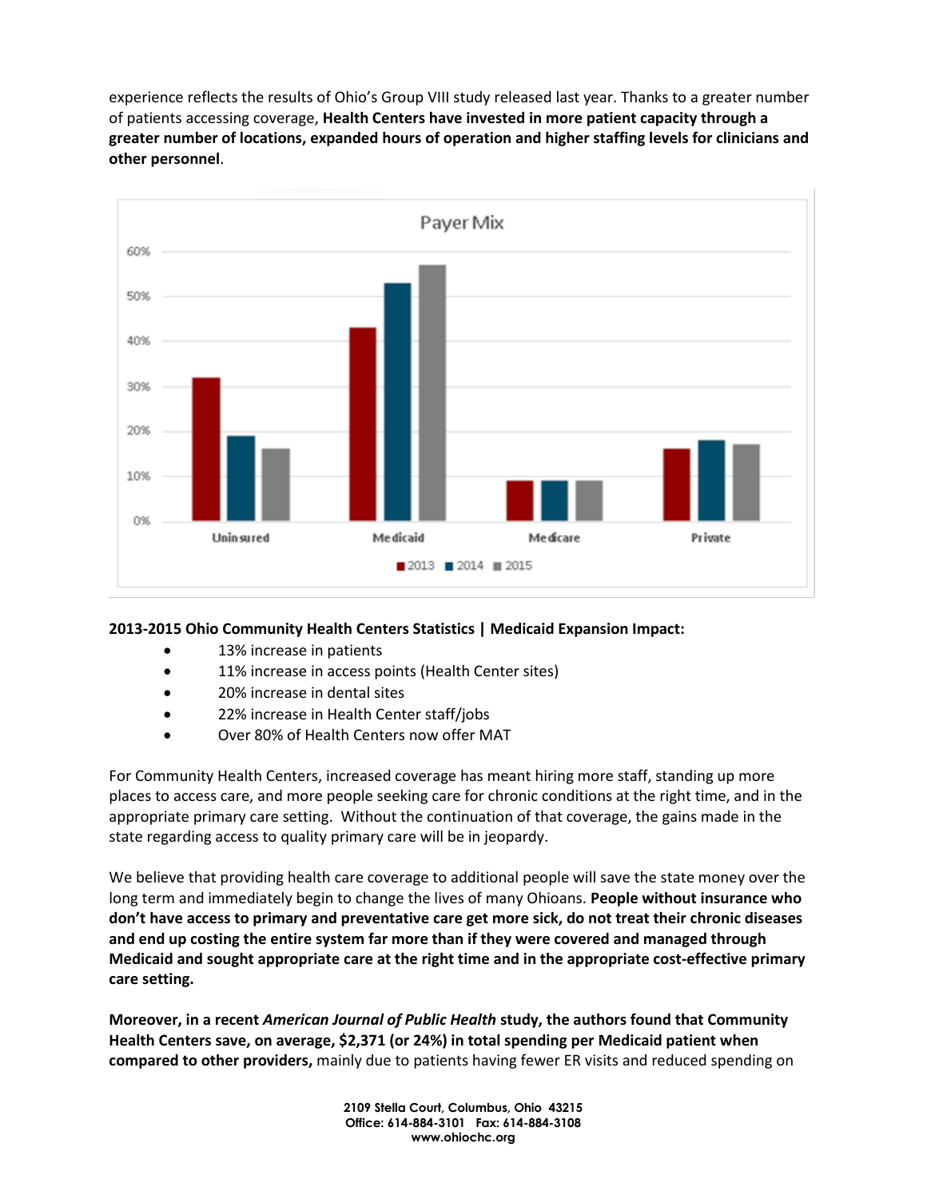experience reflects the results of Ohio's Group VIII study released last year. Thanks to a greater number of patients accessing coverage, **Health Centers have invested in more patient capacity through a greater number of locations, expanded hours of operation and higher staffing levels for clinicians and other personnel**.

**2013-2015 Ohio Community Health Centers Statistics | Medicaid Expansion Impact:**

- 13% increase in patients
- 11% increase in access points (Health Center sites)
- 20% increase in dental sites
- 22% increase in Health Center staff/jobs
- Over 80% of Health Centers now offer MAT

For Community Health Centers, increased coverage has meant hiring more staff, standing up more places to access care, and more people seeking care for chronic conditions at the right time, and in the appropriate primary care setting. Without the continuation of that coverage, the gains made in the state regarding access to quality primary care will be in jeopardy.

We believe that providing health care coverage to additional people will save the state money over the long term and immediately begin to change the lives of many Ohioans. **People without insurance who don't have access to primary and preventative care get more sick, do not treat their chronic diseases and end up costing the entire system far more than if they were covered and managed through Medicaid and sought appropriate care at the right time and in the appropriate cost-effective primary care setting.**

**Moreover, in a recent *American Journal of Public Health* study, the authors found that Community Health Centers save, on average, $2,371 (or 24%) in total spending per Medicaid patient when compared to other providers,** mainly due to patients having fewer ER visits and reduced spending on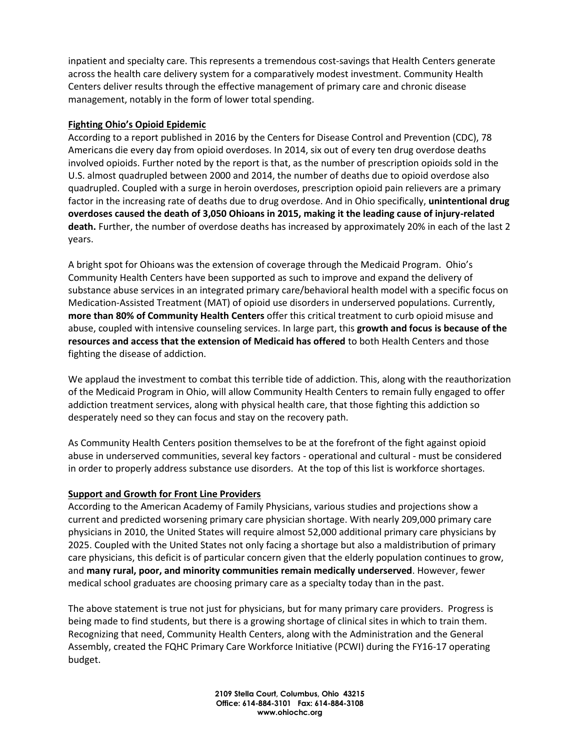inpatient and specialty care. This represents a tremendous cost-savings that Health Centers generate across the health care delivery system for a comparatively modest investment. Community Health Centers deliver results through the effective management of primary care and chronic disease management, notably in the form of lower total spending.

## Fighting Ohio's Opioid Epidemic

According to a report published in 2016 by the Centers for Disease Control and Prevention (CDC), 78 Americans die every day from opioid overdoses. In 2014, six out of every ten drug overdose deaths involved opioids. Further noted by the report is that, as the number of prescription opioids sold in the U.S. almost quadrupled between 2000 and 2014, the number of deaths due to opioid overdose also quadrupled. Coupled with a surge in heroin overdoses, prescription opioid pain relievers are a primary factor in the increasing rate of deaths due to drug overdose. And in Ohio specifically, **unintentional drug overdoses caused the death of 3,050 Ohioans in 2015, making it the leading cause of injury-related death.** Further, the number of overdose deaths has increased by approximately 20% in each of the last 2 years.

A bright spot for Ohioans was the extension of coverage through the Medicaid Program. Ohio's Community Health Centers have been supported as such to improve and expand the delivery of substance abuse services in an integrated primary care/behavioral health model with a specific focus on Medication-Assisted Treatment (MAT) of opioid use disorders in underserved populations. Currently, **more than 80% of Community Health Centers** offer this critical treatment to curb opioid misuse and abuse, coupled with intensive counseling services. In large part, this **growth and focus is because of the resources and access that the extension of Medicaid has offered** to both Health Centers and those fighting the disease of addiction.

We applaud the investment to combat this terrible tide of addiction. This, along with the reauthorization of the Medicaid Program in Ohio, will allow Community Health Centers to remain fully engaged to offer addiction treatment services, along with physical health care, that those fighting this addiction so desperately need so they can focus and stay on the recovery path.

As Community Health Centers position themselves to be at the forefront of the fight against opioid abuse in underserved communities, several key factors - operational and cultural - must be considered in order to properly address substance use disorders. At the top of this list is workforce shortages.

## Support and Growth for Front Line Providers

According to the American Academy of Family Physicians, various studies and projections show a current and predicted worsening primary care physician shortage. With nearly 209,000 primary care physicians in 2010, the United States will require almost 52,000 additional primary care physicians by 2025. Coupled with the United States not only facing a shortage but also a maldistribution of primary care physicians, this deficit is of particular concern given that the elderly population continues to grow, and **many rural, poor, and minority communities remain medically underserved**. However, fewer medical school graduates are choosing primary care as a specialty today than in the past.

The above statement is true not just for physicians, but for many primary care providers. Progress is being made to find students, but there is a growing shortage of clinical sites in which to train them. Recognizing that need, Community Health Centers, along with the Administration and the General Assembly, created the FQHC Primary Care Workforce Initiative (PCWI) during the FY16-17 operating budget.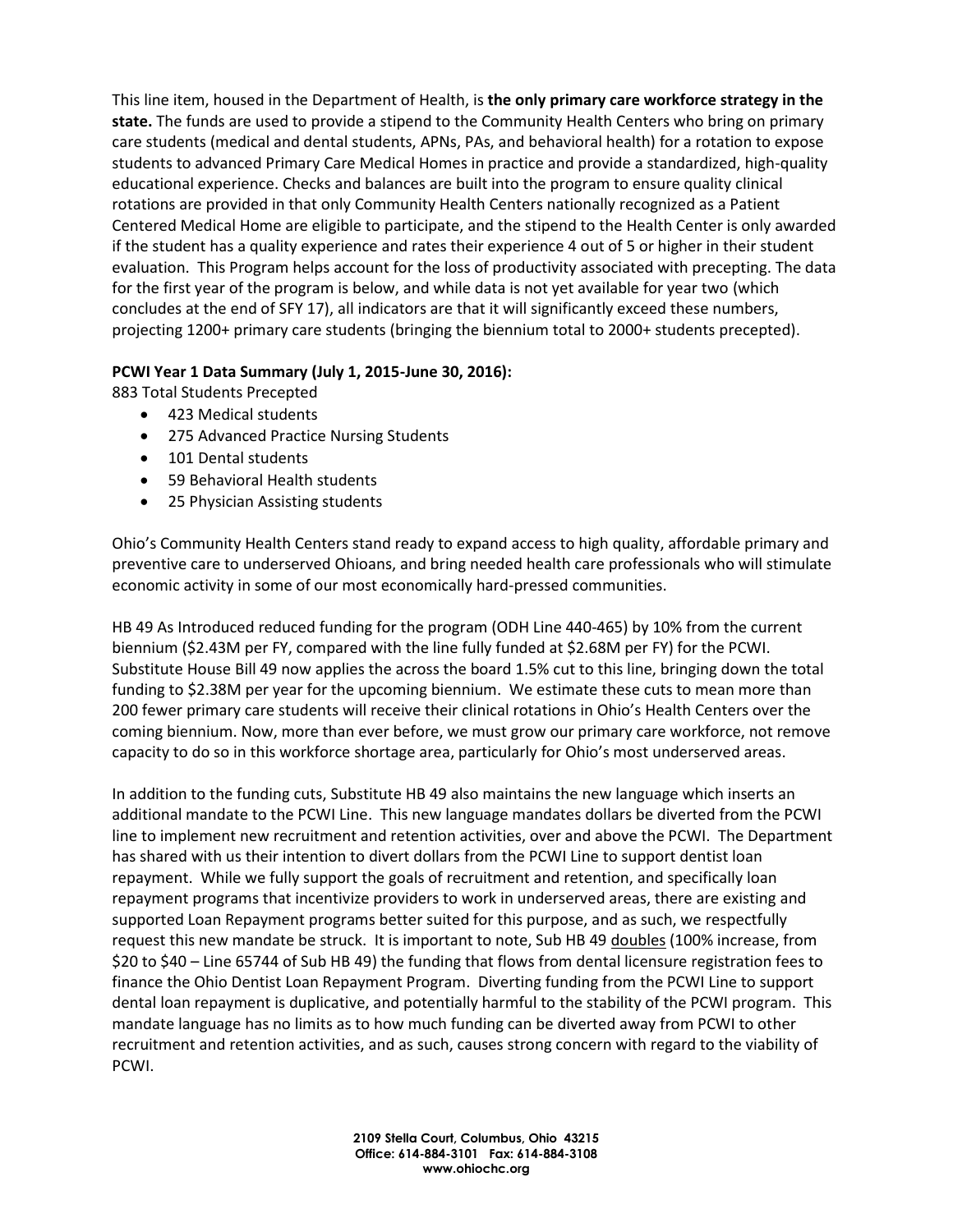This line item, housed in the Department of Health, is **the only primary care workforce strategy in the state.** The funds are used to provide a stipend to the Community Health Centers who bring on primary care students (medical and dental students, APNs, PAs, and behavioral health) for a rotation to expose students to advanced Primary Care Medical Homes in practice and provide a standardized, high-quality educational experience. Checks and balances are built into the program to ensure quality clinical rotations are provided in that only Community Health Centers nationally recognized as a Patient Centered Medical Home are eligible to participate, and the stipend to the Health Center is only awarded if the student has a quality experience and rates their experience 4 out of 5 or higher in their student evaluation. This Program helps account for the loss of productivity associated with precepting. The data for the first year of the program is below, and while data is not yet available for year two (which concludes at the end of SFY 17), all indicators are that it will significantly exceed these numbers, projecting 1200+ primary care students (bringing the biennium total to 2000+ students precepted).

**PCWI Year 1 Data Summary (July 1, 2015-June 30, 2016):**

883 Total Students Precepted

- 423 Medical students
- 275 Advanced Practice Nursing Students
- 101 Dental students
- 59 Behavioral Health students
- 25 Physician Assisting students

Ohio's Community Health Centers stand ready to expand access to high quality, affordable primary and preventive care to underserved Ohioans, and bring needed health care professionals who will stimulate economic activity in some of our most economically hard-pressed communities.

HB 49 As Introduced reduced funding for the program (ODH Line 440-465) by 10% from the current biennium ($2.43M per FY, compared with the line fully funded at $2.68M per FY) for the PCWI. Substitute House Bill 49 now applies the across the board 1.5% cut to this line, bringing down the total funding to $2.38M per year for the upcoming biennium. We estimate these cuts to mean more than 200 fewer primary care students will receive their clinical rotations in Ohio's Health Centers over the coming biennium. Now, more than ever before, we must grow our primary care workforce, not remove capacity to do so in this workforce shortage area, particularly for Ohio's most underserved areas.

In addition to the funding cuts, Substitute HB 49 also maintains the new language which inserts an additional mandate to the PCWI Line. This new language mandates dollars be diverted from the PCWI line to implement new recruitment and retention activities, over and above the PCWI. The Department has shared with us their intention to divert dollars from the PCWI Line to support dentist loan repayment. While we fully support the goals of recruitment and retention, and specifically loan repayment programs that incentivize providers to work in underserved areas, there are existing and supported Loan Repayment programs better suited for this purpose, and as such, we respectfully request this new mandate be struck. It is important to note, Sub HB 49 doubles (100% increase, from $20 to $40 – Line 65744 of Sub HB 49) the funding that flows from dental licensure registration fees to finance the Ohio Dentist Loan Repayment Program. Diverting funding from the PCWI Line to support dental loan repayment is duplicative, and potentially harmful to the stability of the PCWI program. This mandate language has no limits as to how much funding can be diverted away from PCWI to other recruitment and retention activities, and as such, causes strong concern with regard to the viability of PCWI.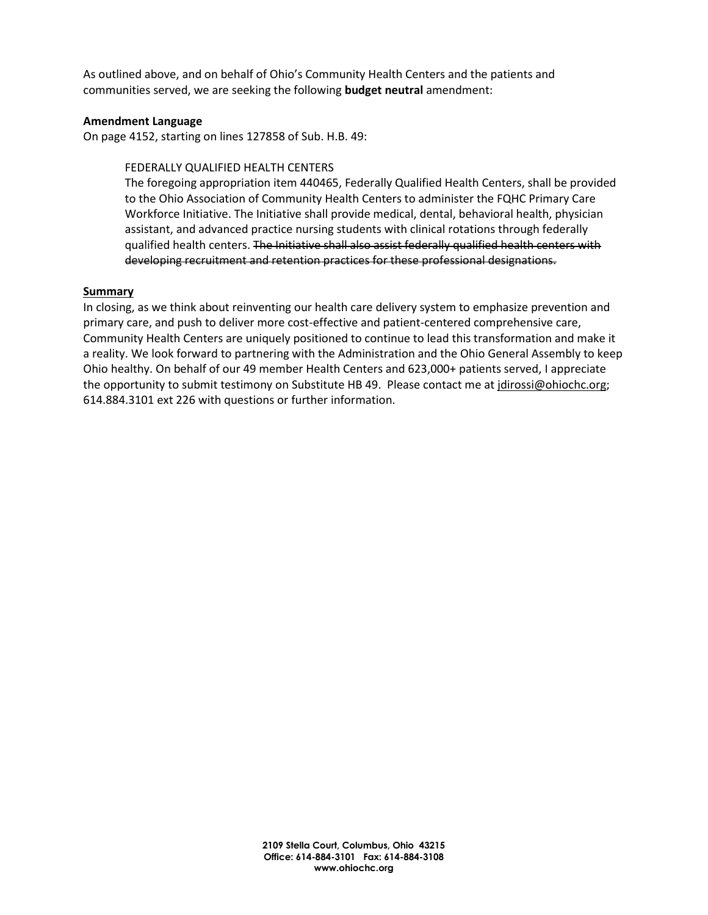As outlined above, and on behalf of Ohio's Community Health Centers and the patients and communities served, we are seeking the following **budget neutral** amendment:

**Amendment Language**

On page 4152, starting on lines 127858 of Sub. H.B. 49:

> FEDERALLY QUALIFIED HEALTH CENTERS
>
> The foregoing appropriation item 440465, Federally Qualified Health Centers, shall be provided to the Ohio Association of Community Health Centers to administer the FQHC Primary Care Workforce Initiative. The Initiative shall provide medical, dental, behavioral health, physician assistant, and advanced practice nursing students with clinical rotations through federally qualified health centers. ~~The Initiative shall also assist federally qualified health centers with developing recruitment and retention practices for these professional designations.~~

**Summary**

In closing, as we think about reinventing our health care delivery system to emphasize prevention and primary care, and push to deliver more cost-effective and patient-centered comprehensive care, Community Health Centers are uniquely positioned to continue to lead this transformation and make it a reality. We look forward to partnering with the Administration and the Ohio General Assembly to keep Ohio healthy. On behalf of our 49 member Health Centers and 623,000+ patients served, I appreciate the opportunity to submit testimony on Substitute HB 49. Please contact me at jdirossi@ohiochc.org; 614.884.3101 ext 226 with questions or further information.

**2109 Stella Court, Columbus, Ohio 43215**
**Office: 614-884-3101 Fax: 614-884-3108**
**www.ohiochc.org**